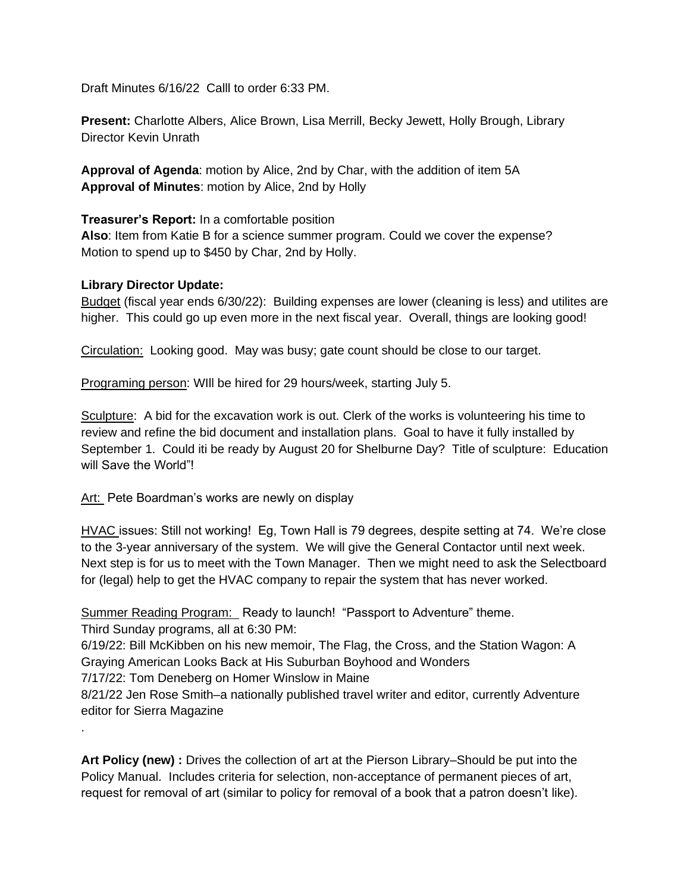Draft Minutes 6/16/22  Calll to order 6:33 PM.

**Present:** Charlotte Albers, Alice Brown, Lisa Merrill, Becky Jewett, Holly Brough, Library Director Kevin Unrath

**Approval of Agenda**: motion by Alice, 2nd by Char, with the addition of item 5A
**Approval of Minutes**: motion by Alice, 2nd by Holly

**Treasurer's Report:** In a comfortable position
**Also**: Item from Katie B for a science summer program. Could we cover the expense? Motion to spend up to $450 by Char, 2nd by Holly.

**Library Director Update:**

Budget (fiscal year ends 6/30/22): Building expenses are lower (cleaning is less) and utilites are higher. This could go up even more in the next fiscal year. Overall, things are looking good!

Circulation: Looking good. May was busy; gate count should be close to our target.

Programing person: WIll be hired for 29 hours/week, starting July 5.

Sculpture: A bid for the excavation work is out. Clerk of the works is volunteering his time to review and refine the bid document and installation plans. Goal to have it fully installed by September 1. Could iti be ready by August 20 for Shelburne Day? Title of sculpture: Education will Save the World"!

Art: Pete Boardman's works are newly on display

HVAC issues: Still not working! Eg, Town Hall is 79 degrees, despite setting at 74. We're close to the 3-year anniversary of the system. We will give the General Contactor until next week. Next step is for us to meet with the Town Manager. Then we might need to ask the Selectboard for (legal) help to get the HVAC company to repair the system that has never worked.

Summer Reading Program: Ready to launch! "Passport to Adventure" theme.
Third Sunday programs, all at 6:30 PM:
6/19/22: Bill McKibben on his new memoir, The Flag, the Cross, and the Station Wagon: A Graying American Looks Back at His Suburban Boyhood and Wonders
7/17/22: Tom Deneberg on Homer Winslow in Maine
8/21/22 Jen Rose Smith–a nationally published travel writer and editor, currently Adventure editor for Sierra Magazine
.

**Art Policy (new) :** Drives the collection of art at the Pierson Library–Should be put into the Policy Manual. Includes criteria for selection, non-acceptance of permanent pieces of art, request for removal of art (similar to policy for removal of a book that a patron doesn't like).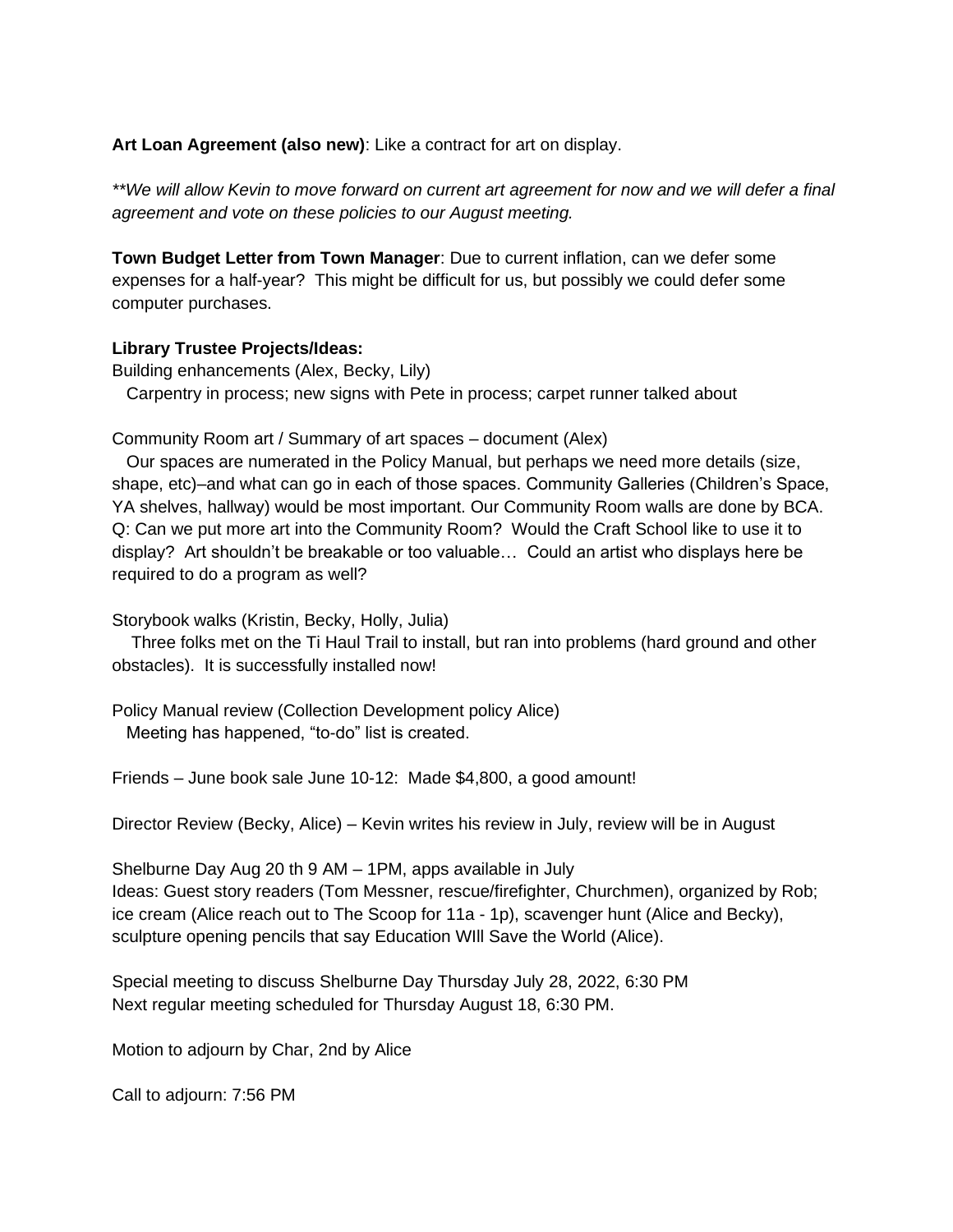**Art Loan Agreement (also new)**: Like a contract for art on display.

*\*\*We will allow Kevin to move forward on current art agreement for now and we will defer a final agreement and vote on these policies to our August meeting.*

**Town Budget Letter from Town Manager**: Due to current inflation, can we defer some expenses for a half-year? This might be difficult for us, but possibly we could defer some computer purchases.

**Library Trustee Projects/Ideas:**

Building enhancements (Alex, Becky, Lily)
Carpentry in process; new signs with Pete in process; carpet runner talked about

Community Room art / Summary of art spaces – document (Alex)
Our spaces are numerated in the Policy Manual, but perhaps we need more details (size, shape, etc)–and what can go in each of those spaces. Community Galleries (Children's Space, YA shelves, hallway) would be most important. Our Community Room walls are done by BCA. Q: Can we put more art into the Community Room? Would the Craft School like to use it to display? Art shouldn't be breakable or too valuable… Could an artist who displays here be required to do a program as well?

Storybook walks (Kristin, Becky, Holly, Julia)
Three folks met on the Ti Haul Trail to install, but ran into problems (hard ground and other obstacles). It is successfully installed now!

Policy Manual review (Collection Development policy Alice)
Meeting has happened, "to-do" list is created.

Friends – June book sale June 10-12: Made $4,800, a good amount!

Director Review (Becky, Alice) – Kevin writes his review in July, review will be in August

Shelburne Day Aug 20 th 9 AM – 1PM, apps available in July
Ideas: Guest story readers (Tom Messner, rescue/firefighter, Churchmen), organized by Rob; ice cream (Alice reach out to The Scoop for 11a - 1p), scavenger hunt (Alice and Becky), sculpture opening pencils that say Education WIll Save the World (Alice).

Special meeting to discuss Shelburne Day Thursday July 28, 2022, 6:30 PM
Next regular meeting scheduled for Thursday August 18, 6:30 PM.

Motion to adjourn by Char, 2nd by Alice

Call to adjourn: 7:56 PM